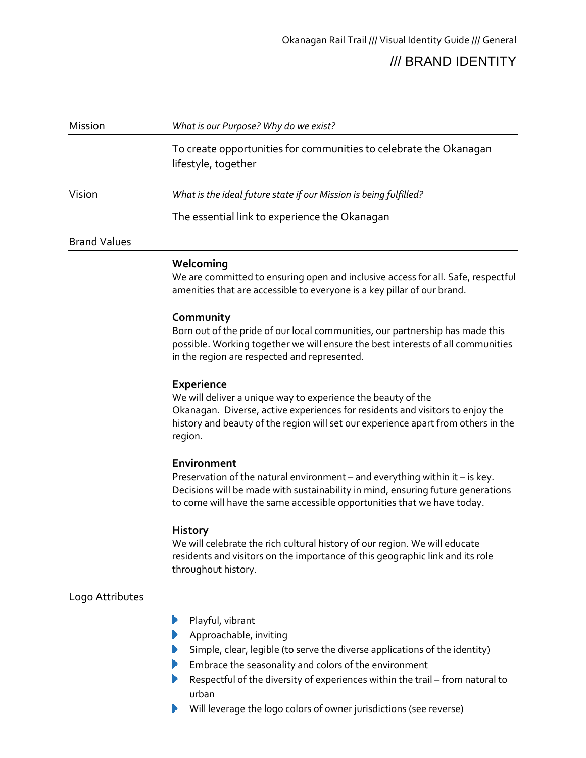# /// BRAND IDENTITY

## Mission

*What is our Purpose? Why do we exist?*

To create opportunities for communities to celebrate the Okanagan lifestyle, together

## Vision

*What is the ideal future state if our Mission is being fulfilled?*

The essential link to experience the Okanagan

## Brand Values

**Welcoming**
We are committed to ensuring open and inclusive access for all. Safe, respectful amenities that are accessible to everyone is a key pillar of our brand.

**Community**
Born out of the pride of our local communities, our partnership has made this possible. Working together we will ensure the best interests of all communities in the region are respected and represented.

**Experience**
We will deliver a unique way to experience the beauty of the Okanagan. Diverse, active experiences for residents and visitors to enjoy the history and beauty of the region will set our experience apart from others in the region.

**Environment**
Preservation of the natural environment – and everything within it – is key. Decisions will be made with sustainability in mind, ensuring future generations to come will have the same accessible opportunities that we have today.

**History**
We will celebrate the rich cultural history of our region. We will educate residents and visitors on the importance of this geographic link and its role throughout history.

## Logo Attributes

- Playful, vibrant
- Approachable, inviting
- Simple, clear, legible (to serve the diverse applications of the identity)
- Embrace the seasonality and colors of the environment
- Respectful of the diversity of experiences within the trail – from natural to urban
- Will leverage the logo colors of owner jurisdictions (see reverse)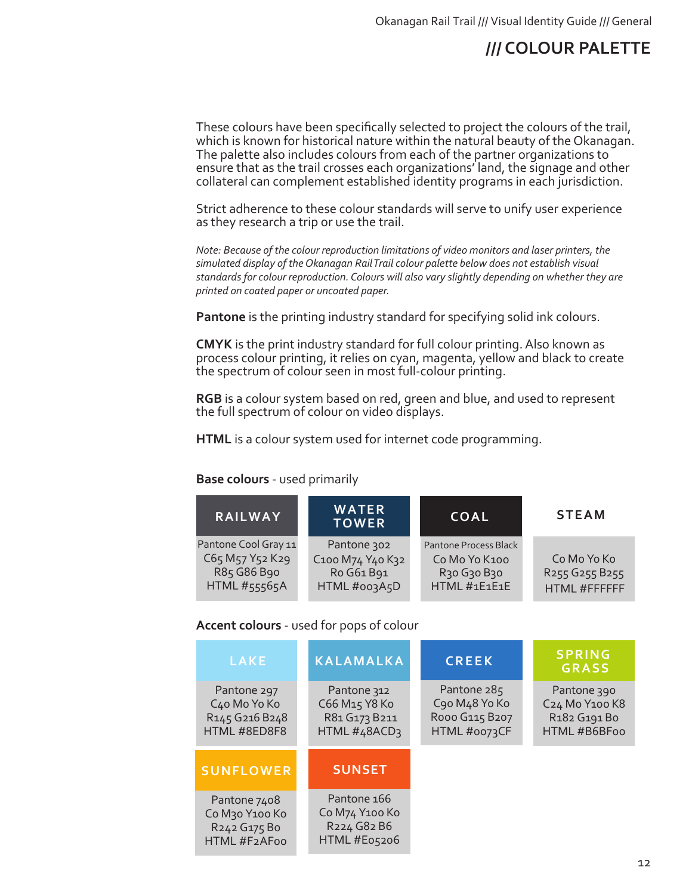## /// COLOUR PALETTE

These colours have been specifically selected to project the colours of the trail, which is known for historical nature within the natural beauty of the Okanagan. The palette also includes colours from each of the partner organizations to ensure that as the trail crosses each organizations' land, the signage and other collateral can complement established identity programs in each jurisdiction.

Strict adherence to these colour standards will serve to unify user experience as they research a trip or use the trail.

*Note: Because of the colour reproduction limitations of video monitors and laser printers, the simulated display of the Okanagan Rail Trail colour palette below does not establish visual standards for colour reproduction. Colours will also vary slightly depending on whether they are printed on coated paper or uncoated paper.*

**Pantone** is the printing industry standard for specifying solid ink colours.

**CMYK** is the print industry standard for full colour printing. Also known as process colour printing, it relies on cyan, magenta, yellow and black to create the spectrum of colour seen in most full-colour printing.

**RGB** is a colour system based on red, green and blue, and used to represent the full spectrum of colour on video displays.

**HTML** is a colour system used for internet code programming.

**Base colours** - used primarily

| RAILWAY | WATER TOWER | COAL | STEAM |
|---|---|---|---|
| Pantone Cool Gray 11 | Pantone 302 | Pantone Process Black | |
| C65 M57 Y52 K29 | C100 M74 Y40 K32 | C0 M0 Y0 K100 | C0 M0 Y0 K0 |
| R85 G86 B90 | R0 G61 B91 | R30 G30 B30 | R255 G255 B255 |
| HTML #55565A | HTML #003A5D | HTML #1E1E1E | HTML #FFFFFF |

**Accent colours** - used for pops of colour

| LAKE | KALAMALKA | CREEK | SPRING GRASS |
|---|---|---|---|
| Pantone 297 | Pantone 312 | Pantone 285 | Pantone 390 |
| C40 M0 Y0 K0 | C66 M15 Y8 K0 | C90 M48 Y0 K0 | C24 M0 Y100 K8 |
| R145 G216 B248 | R81 G173 B211 | R000 G115 B207 | R182 G191 B0 |
| HTML #8ED8F8 | HTML #48ACD3 | HTML #0073CF | HTML #B6BF00 |

| SUNFLOWER | SUNSET |
|---|---|
| Pantone 7408 | Pantone 166 |
| C0 M30 Y100 K0 | C0 M74 Y100 K0 |
| R242 G175 B0 | R224 G82 B6 |
| HTML #F2AF00 | HTML #E05206 |